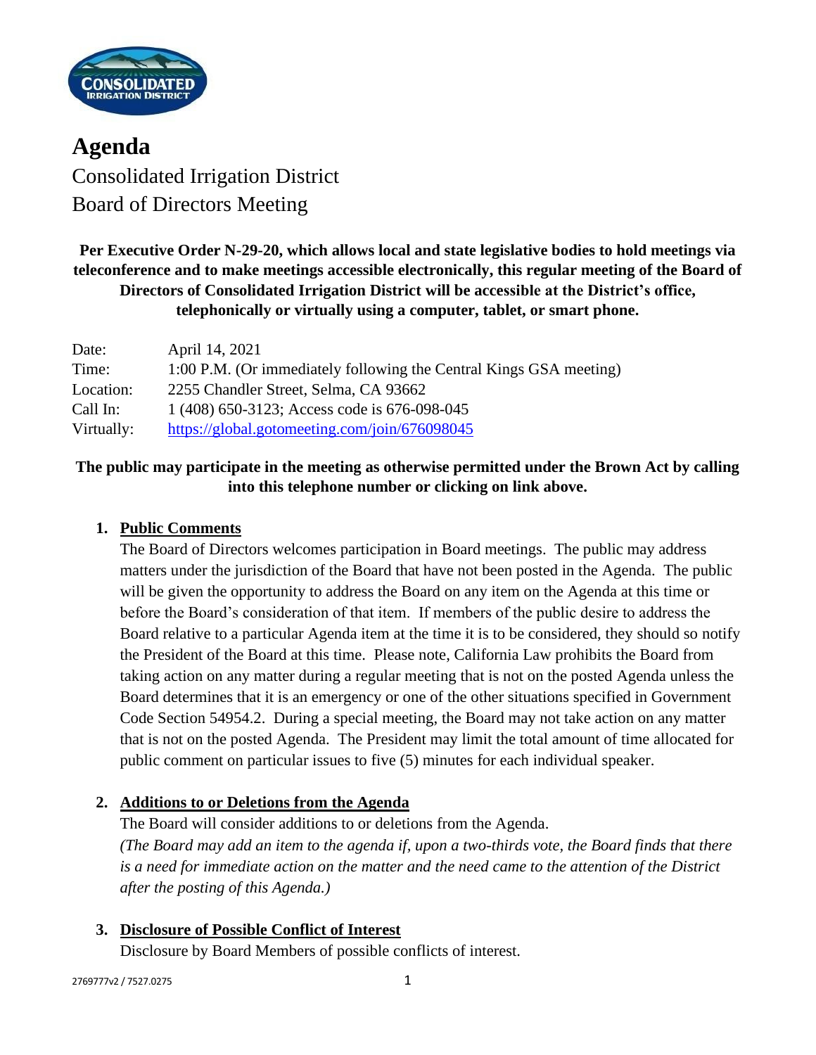# Agenda

Consolidated Irrigation District
Board of Directors Meeting

**Per Executive Order N-29-20, which allows local and state legislative bodies to hold meetings via teleconference and to make meetings accessible electronically, this regular meeting of the Board of Directors of Consolidated Irrigation District will be accessible at the District's office, telephonically or virtually using a computer, tablet, or smart phone.**

| | |
|---|---|
| Date: | April 14, 2021 |
| Time: | 1:00 P.M. (Or immediately following the Central Kings GSA meeting) |
| Location: | 2255 Chandler Street, Selma, CA 93662 |
| Call In: | 1 (408) 650-3123; Access code is 676-098-045 |
| Virtually: | https://global.gotomeeting.com/join/676098045 |

**The public may participate in the meeting as otherwise permitted under the Brown Act by calling into this telephone number or clicking on link above.**

1. **Public Comments**

   The Board of Directors welcomes participation in Board meetings. The public may address matters under the jurisdiction of the Board that have not been posted in the Agenda. The public will be given the opportunity to address the Board on any item on the Agenda at this time or before the Board's consideration of that item. If members of the public desire to address the Board relative to a particular Agenda item at the time it is to be considered, they should so notify the President of the Board at this time. Please note, California Law prohibits the Board from taking action on any matter during a regular meeting that is not on the posted Agenda unless the Board determines that it is an emergency or one of the other situations specified in Government Code Section 54954.2. During a special meeting, the Board may not take action on any matter that is not on the posted Agenda. The President may limit the total amount of time allocated for public comment on particular issues to five (5) minutes for each individual speaker.

2. **Additions to or Deletions from the Agenda**

   The Board will consider additions to or deletions from the Agenda.
   *(The Board may add an item to the agenda if, upon a two-thirds vote, the Board finds that there is a need for immediate action on the matter and the need came to the attention of the District after the posting of this Agenda.)*

3. **Disclosure of Possible Conflict of Interest**

   Disclosure by Board Members of possible conflicts of interest.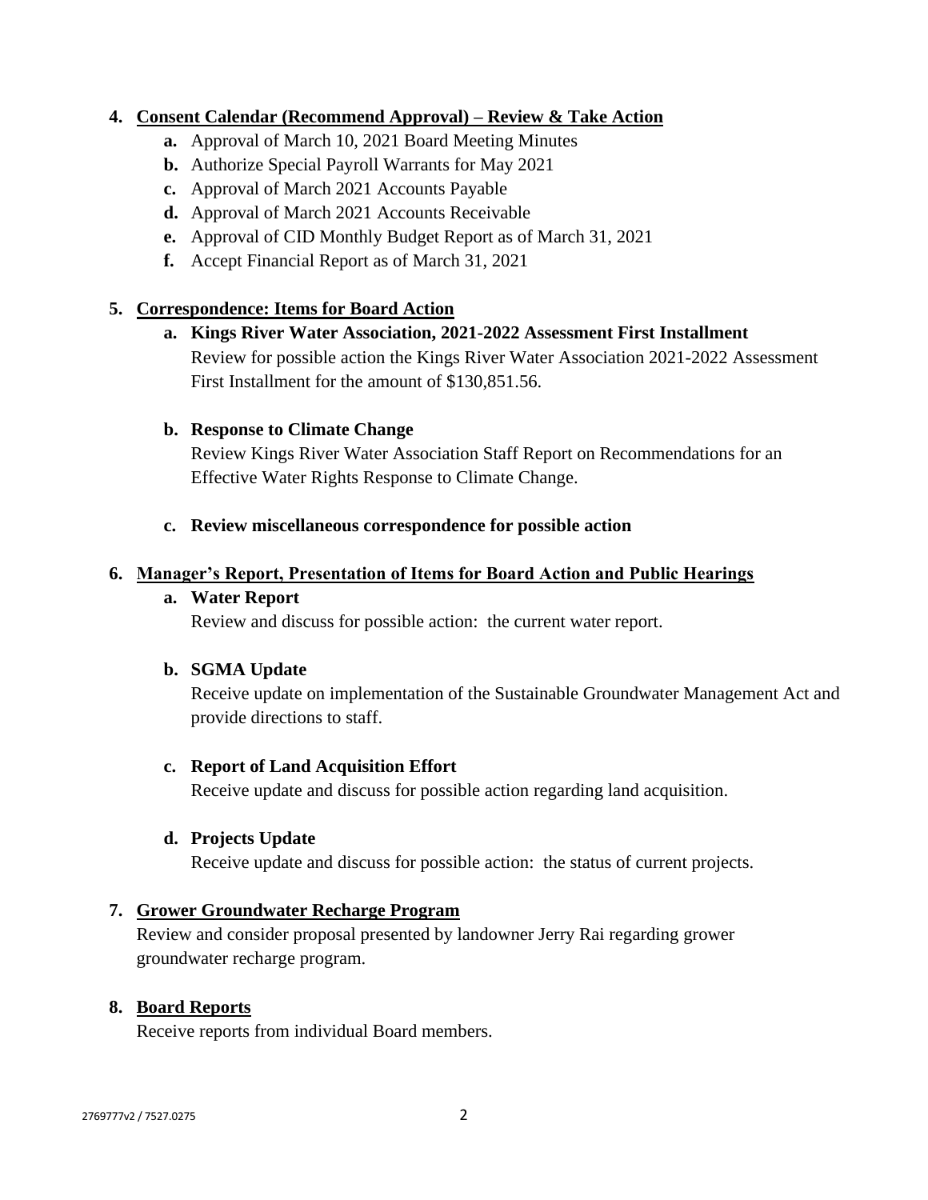4. **Consent Calendar (Recommend Approval) – Review & Take Action**
    - **a.** Approval of March 10, 2021 Board Meeting Minutes
    - **b.** Authorize Special Payroll Warrants for May 2021
    - **c.** Approval of March 2021 Accounts Payable
    - **d.** Approval of March 2021 Accounts Receivable
    - **e.** Approval of CID Monthly Budget Report as of March 31, 2021
    - **f.** Accept Financial Report as of March 31, 2021

5. **Correspondence: Items for Board Action**
    - **a. Kings River Water Association, 2021-2022 Assessment First Installment**
      Review for possible action the Kings River Water Association 2021-2022 Assessment First Installment for the amount of $130,851.56.

    - **b. Response to Climate Change**
      Review Kings River Water Association Staff Report on Recommendations for an Effective Water Rights Response to Climate Change.

    - **c. Review miscellaneous correspondence for possible action**

6. **Manager's Report, Presentation of Items for Board Action and Public Hearings**
    - **a. Water Report**
      Review and discuss for possible action: the current water report.

    - **b. SGMA Update**
      Receive update on implementation of the Sustainable Groundwater Management Act and provide directions to staff.

    - **c. Report of Land Acquisition Effort**
      Receive update and discuss for possible action regarding land acquisition.

    - **d. Projects Update**
      Receive update and discuss for possible action: the status of current projects.

7. **Grower Groundwater Recharge Program**
   Review and consider proposal presented by landowner Jerry Rai regarding grower groundwater recharge program.

8. **Board Reports**
   Receive reports from individual Board members.

2769777v2 / 7527.0275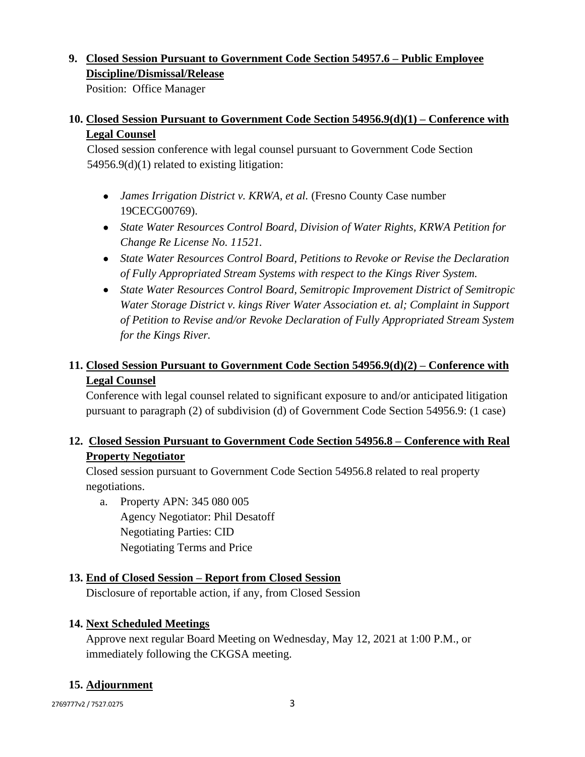**9. Closed Session Pursuant to Government Code Section 54957.6 – Public Employee Discipline/Dismissal/Release**

Position: Office Manager

**10. Closed Session Pursuant to Government Code Section 54956.9(d)(1) – Conference with Legal Counsel**

Closed session conference with legal counsel pursuant to Government Code Section 54956.9(d)(1) related to existing litigation:

- *James Irrigation District v. KRWA, et al.* (Fresno County Case number 19CECG00769).
- *State Water Resources Control Board, Division of Water Rights, KRWA Petition for Change Re License No. 11521.*
- *State Water Resources Control Board, Petitions to Revoke or Revise the Declaration of Fully Appropriated Stream Systems with respect to the Kings River System.*
- *State Water Resources Control Board, Semitropic Improvement District of Semitropic Water Storage District v. kings River Water Association et. al; Complaint in Support of Petition to Revise and/or Revoke Declaration of Fully Appropriated Stream System for the Kings River.*

**11. Closed Session Pursuant to Government Code Section 54956.9(d)(2) – Conference with Legal Counsel**

Conference with legal counsel related to significant exposure to and/or anticipated litigation pursuant to paragraph (2) of subdivision (d) of Government Code Section 54956.9: (1 case)

**12. Closed Session Pursuant to Government Code Section 54956.8 – Conference with Real Property Negotiator**

Closed session pursuant to Government Code Section 54956.8 related to real property negotiations.

a. Property APN: 345 080 005
   Agency Negotiator: Phil Desatoff
   Negotiating Parties: CID
   Negotiating Terms and Price

**13. End of Closed Session – Report from Closed Session**

Disclosure of reportable action, if any, from Closed Session

**14. Next Scheduled Meetings**

Approve next regular Board Meeting on Wednesday, May 12, 2021 at 1:00 P.M., or immediately following the CKGSA meeting.

**15. Adjournment**

2769777v2 / 7527.0275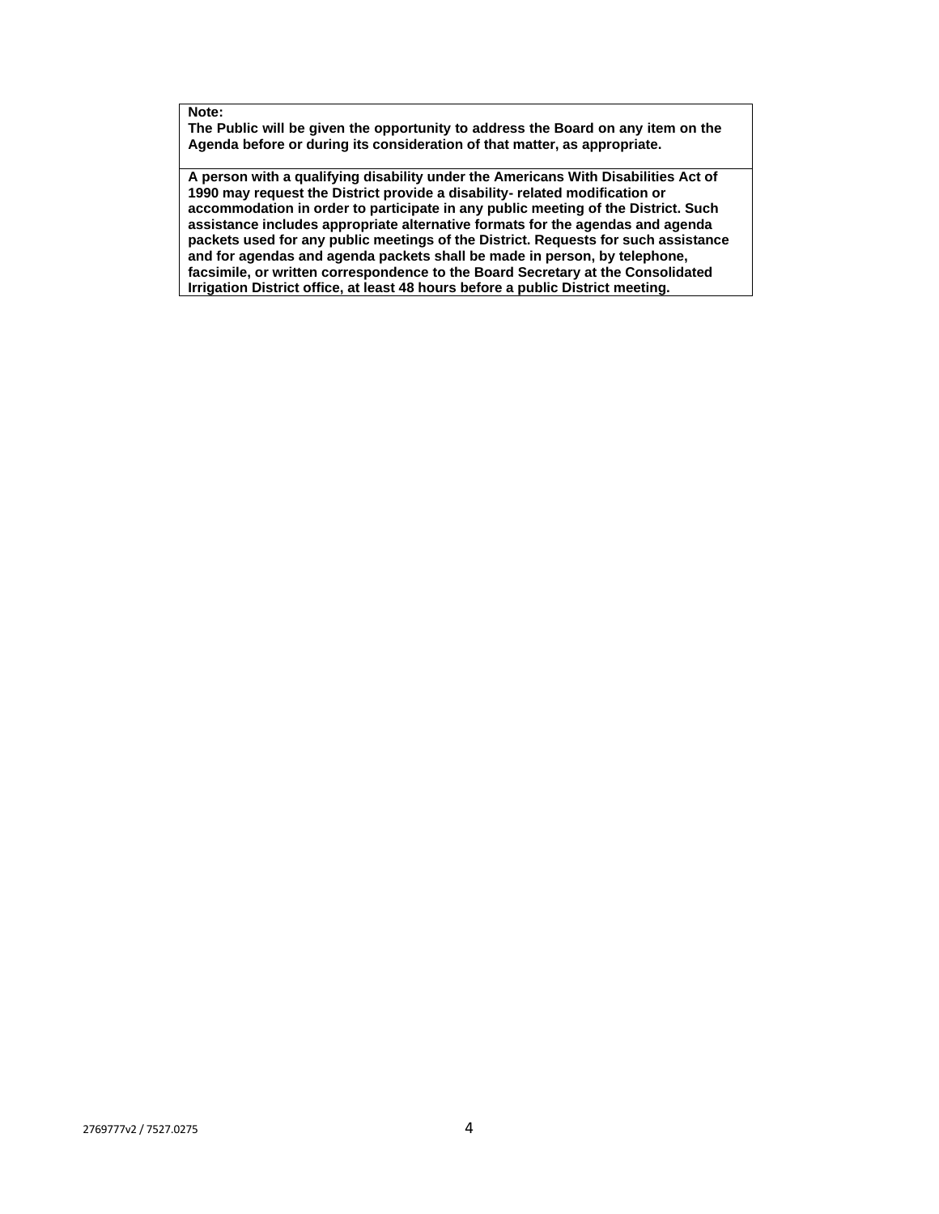**Note:**
**The Public will be given the opportunity to address the Board on any item on the Agenda before or during its consideration of that matter, as appropriate.**

**A person with a qualifying disability under the Americans With Disabilities Act of 1990 may request the District provide a disability- related modification or accommodation in order to participate in any public meeting of the District. Such assistance includes appropriate alternative formats for the agendas and agenda packets used for any public meetings of the District. Requests for such assistance and for agendas and agenda packets shall be made in person, by telephone, facsimile, or written correspondence to the Board Secretary at the Consolidated Irrigation District office, at least 48 hours before a public District meeting.**

2769777v2 / 7527.0275